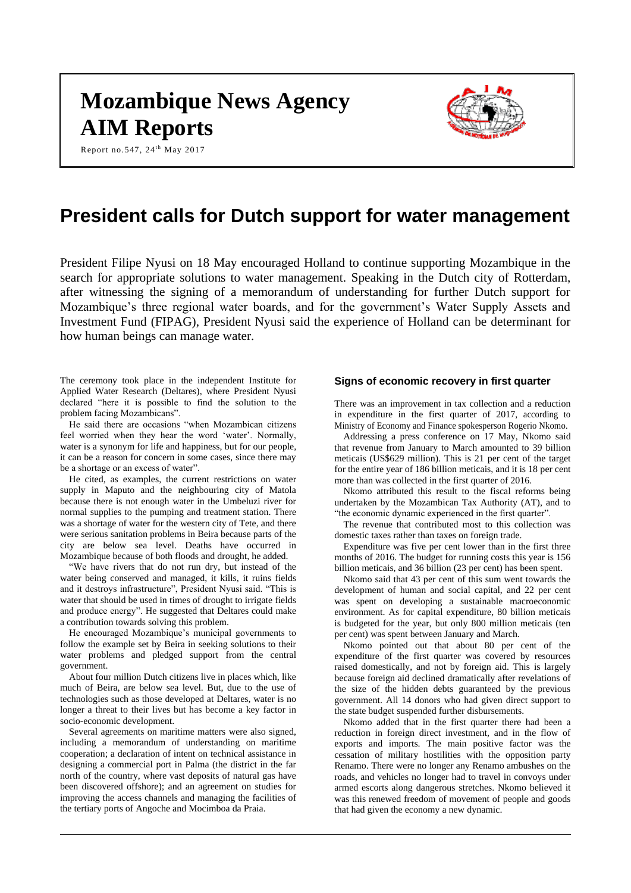# Mozambique News Agency
# AIM Reports

Report no.547, 24th May 2017

# President calls for Dutch support for water management

President Filipe Nyusi on 18 May encouraged Holland to continue supporting Mozambique in the search for appropriate solutions to water management. Speaking in the Dutch city of Rotterdam, after witnessing the signing of a memorandum of understanding for further Dutch support for Mozambique's three regional water boards, and for the government's Water Supply Assets and Investment Fund (FIPAG), President Nyusi said the experience of Holland can be determinant for how human beings can manage water.

The ceremony took place in the independent Institute for Applied Water Research (Deltares), where President Nyusi declared "here it is possible to find the solution to the problem facing Mozambicans".

He said there are occasions "when Mozambican citizens feel worried when they hear the word 'water'. Normally, water is a synonym for life and happiness, but for our people, it can be a reason for concern in some cases, since there may be a shortage or an excess of water".

He cited, as examples, the current restrictions on water supply in Maputo and the neighbouring city of Matola because there is not enough water in the Umbeluzi river for normal supplies to the pumping and treatment station. There was a shortage of water for the western city of Tete, and there were serious sanitation problems in Beira because parts of the city are below sea level. Deaths have occurred in Mozambique because of both floods and drought, he added.

"We have rivers that do not run dry, but instead of the water being conserved and managed, it kills, it ruins fields and it destroys infrastructure", President Nyusi said. "This is water that should be used in times of drought to irrigate fields and produce energy". He suggested that Deltares could make a contribution towards solving this problem.

He encouraged Mozambique's municipal governments to follow the example set by Beira in seeking solutions to their water problems and pledged support from the central government.

About four million Dutch citizens live in places which, like much of Beira, are below sea level. But, due to the use of technologies such as those developed at Deltares, water is no longer a threat to their lives but has become a key factor in socio-economic development.

Several agreements on maritime matters were also signed, including a memorandum of understanding on maritime cooperation; a declaration of intent on technical assistance in designing a commercial port in Palma (the district in the far north of the country, where vast deposits of natural gas have been discovered offshore); and an agreement on studies for improving the access channels and managing the facilities of the tertiary ports of Angoche and Mocimboa da Praia.

### Signs of economic recovery in first quarter

There was an improvement in tax collection and a reduction in expenditure in the first quarter of 2017, according to Ministry of Economy and Finance spokesperson Rogerio Nkomo.

Addressing a press conference on 17 May, Nkomo said that revenue from January to March amounted to 39 billion meticais (US$629 million). This is 21 per cent of the target for the entire year of 186 billion meticais, and it is 18 per cent more than was collected in the first quarter of 2016.

Nkomo attributed this result to the fiscal reforms being undertaken by the Mozambican Tax Authority (AT), and to "the economic dynamic experienced in the first quarter".

The revenue that contributed most to this collection was domestic taxes rather than taxes on foreign trade.

Expenditure was five per cent lower than in the first three months of 2016. The budget for running costs this year is 156 billion meticais, and 36 billion (23 per cent) has been spent.

Nkomo said that 43 per cent of this sum went towards the development of human and social capital, and 22 per cent was spent on developing a sustainable macroeconomic environment. As for capital expenditure, 80 billion meticais is budgeted for the year, but only 800 million meticais (ten per cent) was spent between January and March.

Nkomo pointed out that about 80 per cent of the expenditure of the first quarter was covered by resources raised domestically, and not by foreign aid. This is largely because foreign aid declined dramatically after revelations of the size of the hidden debts guaranteed by the previous government. All 14 donors who had given direct support to the state budget suspended further disbursements.

Nkomo added that in the first quarter there had been a reduction in foreign direct investment, and in the flow of exports and imports. The main positive factor was the cessation of military hostilities with the opposition party Renamo. There were no longer any Renamo ambushes on the roads, and vehicles no longer had to travel in convoys under armed escorts along dangerous stretches. Nkomo believed it was this renewed freedom of movement of people and goods that had given the economy a new dynamic.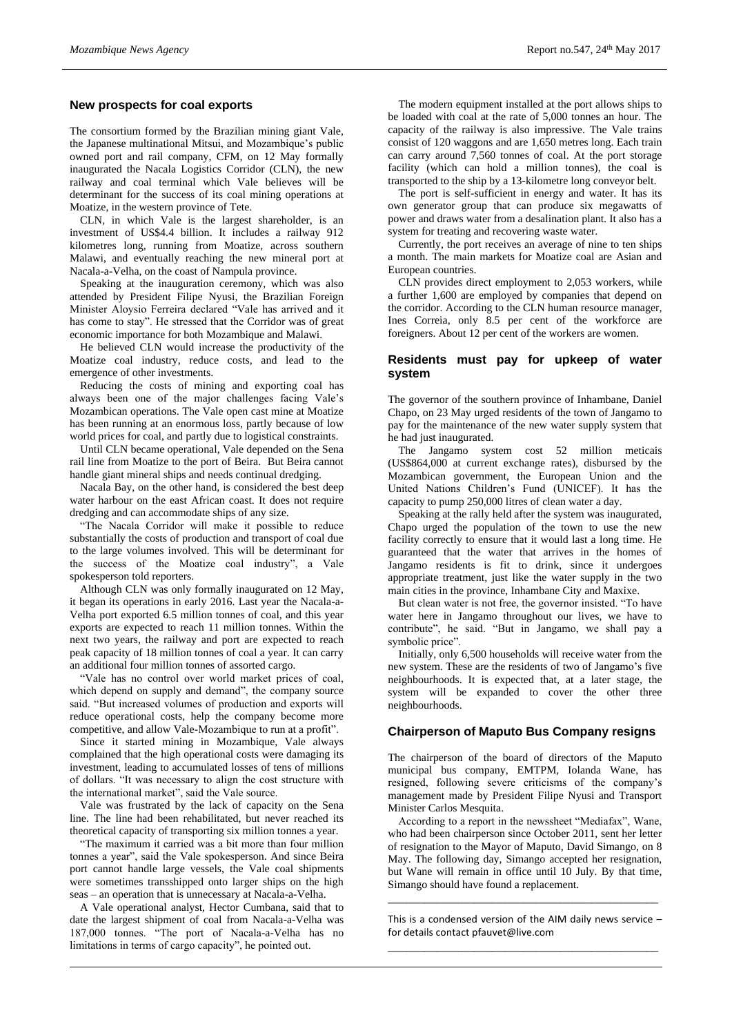## New prospects for coal exports

The consortium formed by the Brazilian mining giant Vale, the Japanese multinational Mitsui, and Mozambique's public owned port and rail company, CFM, on 12 May formally inaugurated the Nacala Logistics Corridor (CLN), the new railway and coal terminal which Vale believes will be determinant for the success of its coal mining operations at Moatize, in the western province of Tete.

CLN, in which Vale is the largest shareholder, is an investment of US$4.4 billion. It includes a railway 912 kilometres long, running from Moatize, across southern Malawi, and eventually reaching the new mineral port at Nacala-a-Velha, on the coast of Nampula province.

Speaking at the inauguration ceremony, which was also attended by President Filipe Nyusi, the Brazilian Foreign Minister Aloysio Ferreira declared "Vale has arrived and it has come to stay". He stressed that the Corridor was of great economic importance for both Mozambique and Malawi.

He believed CLN would increase the productivity of the Moatize coal industry, reduce costs, and lead to the emergence of other investments.

Reducing the costs of mining and exporting coal has always been one of the major challenges facing Vale's Mozambican operations. The Vale open cast mine at Moatize has been running at an enormous loss, partly because of low world prices for coal, and partly due to logistical constraints.

Until CLN became operational, Vale depended on the Sena rail line from Moatize to the port of Beira. But Beira cannot handle giant mineral ships and needs continual dredging.

Nacala Bay, on the other hand, is considered the best deep water harbour on the east African coast. It does not require dredging and can accommodate ships of any size.

"The Nacala Corridor will make it possible to reduce substantially the costs of production and transport of coal due to the large volumes involved. This will be determinant for the success of the Moatize coal industry", a Vale spokesperson told reporters.

Although CLN was only formally inaugurated on 12 May, it began its operations in early 2016. Last year the Nacala-a-Velha port exported 6.5 million tonnes of coal, and this year exports are expected to reach 11 million tonnes. Within the next two years, the railway and port are expected to reach peak capacity of 18 million tonnes of coal a year. It can carry an additional four million tonnes of assorted cargo.

"Vale has no control over world market prices of coal, which depend on supply and demand", the company source said. "But increased volumes of production and exports will reduce operational costs, help the company become more competitive, and allow Vale-Mozambique to run at a profit".

Since it started mining in Mozambique, Vale always complained that the high operational costs were damaging its investment, leading to accumulated losses of tens of millions of dollars. "It was necessary to align the cost structure with the international market", said the Vale source.

Vale was frustrated by the lack of capacity on the Sena line. The line had been rehabilitated, but never reached its theoretical capacity of transporting six million tonnes a year.

"The maximum it carried was a bit more than four million tonnes a year", said the Vale spokesperson. And since Beira port cannot handle large vessels, the Vale coal shipments were sometimes transshipped onto larger ships on the high seas – an operation that is unnecessary at Nacala-a-Velha.

A Vale operational analyst, Hector Cumbana, said that to date the largest shipment of coal from Nacala-a-Velha was 187,000 tonnes. "The port of Nacala-a-Velha has no limitations in terms of cargo capacity", he pointed out.

The modern equipment installed at the port allows ships to be loaded with coal at the rate of 5,000 tonnes an hour. The capacity of the railway is also impressive. The Vale trains consist of 120 waggons and are 1,650 metres long. Each train can carry around 7,560 tonnes of coal. At the port storage facility (which can hold a million tonnes), the coal is transported to the ship by a 13-kilometre long conveyor belt.

The port is self-sufficient in energy and water. It has its own generator group that can produce six megawatts of power and draws water from a desalination plant. It also has a system for treating and recovering waste water.

Currently, the port receives an average of nine to ten ships a month. The main markets for Moatize coal are Asian and European countries.

CLN provides direct employment to 2,053 workers, while a further 1,600 are employed by companies that depend on the corridor. According to the CLN human resource manager, Ines Correia, only 8.5 per cent of the workforce are foreigners. About 12 per cent of the workers are women.

## Residents must pay for upkeep of water system

The governor of the southern province of Inhambane, Daniel Chapo, on 23 May urged residents of the town of Jangamo to pay for the maintenance of the new water supply system that he had just inaugurated.

The Jangamo system cost 52 million meticais (US$864,000 at current exchange rates), disbursed by the Mozambican government, the European Union and the United Nations Children's Fund (UNICEF). It has the capacity to pump 250,000 litres of clean water a day.

Speaking at the rally held after the system was inaugurated, Chapo urged the population of the town to use the new facility correctly to ensure that it would last a long time. He guaranteed that the water that arrives in the homes of Jangamo residents is fit to drink, since it undergoes appropriate treatment, just like the water supply in the two main cities in the province, Inhambane City and Maxixe.

But clean water is not free, the governor insisted. "To have water here in Jangamo throughout our lives, we have to contribute", he said. "But in Jangamo, we shall pay a symbolic price".

Initially, only 6,500 households will receive water from the new system. These are the residents of two of Jangamo's five neighbourhoods. It is expected that, at a later stage, the system will be expanded to cover the other three neighbourhoods.

## Chairperson of Maputo Bus Company resigns

The chairperson of the board of directors of the Maputo municipal bus company, EMTPM, Iolanda Wane, has resigned, following severe criticisms of the company's management made by President Filipe Nyusi and Transport Minister Carlos Mesquita.

According to a report in the newssheet "Mediafax", Wane, who had been chairperson since October 2011, sent her letter of resignation to the Mayor of Maputo, David Simango, on 8 May. The following day, Simango accepted her resignation, but Wane will remain in office until 10 July. By that time, Simango should have found a replacement.

---

This is a condensed version of the AIM daily news service – for details contact pfauvet@live.com

---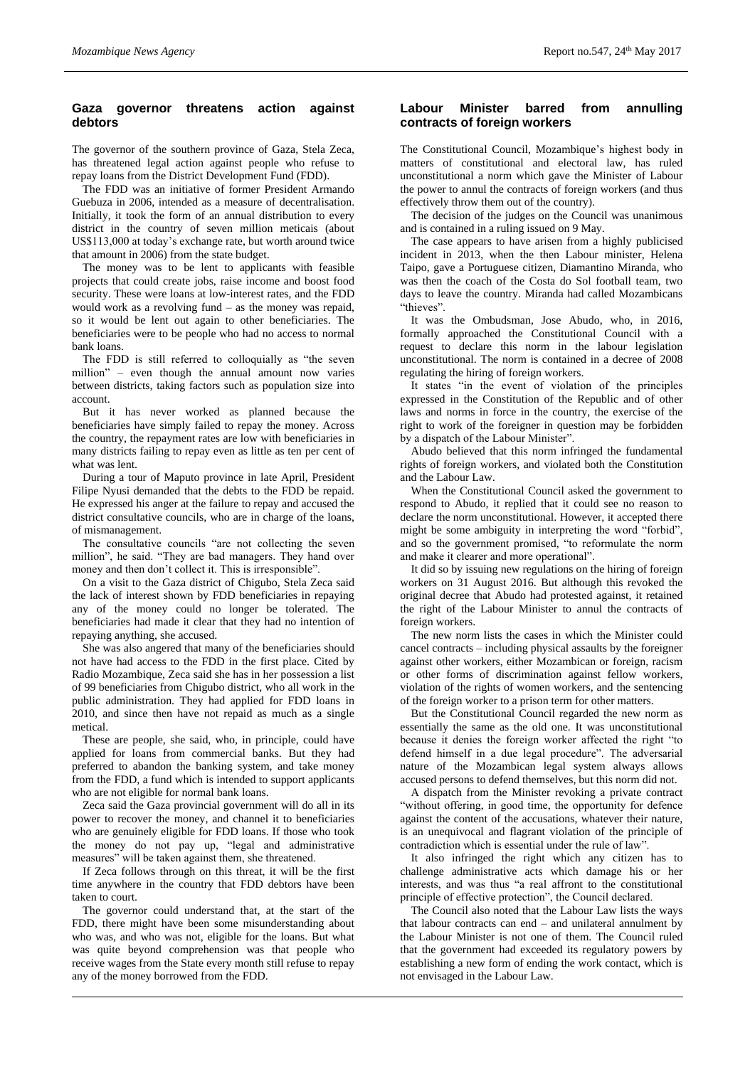## Gaza governor threatens action against debtors

The governor of the southern province of Gaza, Stela Zeca, has threatened legal action against people who refuse to repay loans from the District Development Fund (FDD).

The FDD was an initiative of former President Armando Guebuza in 2006, intended as a measure of decentralisation. Initially, it took the form of an annual distribution to every district in the country of seven million meticais (about US$113,000 at today's exchange rate, but worth around twice that amount in 2006) from the state budget.

The money was to be lent to applicants with feasible projects that could create jobs, raise income and boost food security. These were loans at low-interest rates, and the FDD would work as a revolving fund – as the money was repaid, so it would be lent out again to other beneficiaries. The beneficiaries were to be people who had no access to normal bank loans.

The FDD is still referred to colloquially as "the seven million" – even though the annual amount now varies between districts, taking factors such as population size into account.

But it has never worked as planned because the beneficiaries have simply failed to repay the money. Across the country, the repayment rates are low with beneficiaries in many districts failing to repay even as little as ten per cent of what was lent.

During a tour of Maputo province in late April, President Filipe Nyusi demanded that the debts to the FDD be repaid. He expressed his anger at the failure to repay and accused the district consultative councils, who are in charge of the loans, of mismanagement.

The consultative councils "are not collecting the seven million", he said. "They are bad managers. They hand over money and then don't collect it. This is irresponsible".

On a visit to the Gaza district of Chigubo, Stela Zeca said the lack of interest shown by FDD beneficiaries in repaying any of the money could no longer be tolerated. The beneficiaries had made it clear that they had no intention of repaying anything, she accused.

She was also angered that many of the beneficiaries should not have had access to the FDD in the first place. Cited by Radio Mozambique, Zeca said she has in her possession a list of 99 beneficiaries from Chigubo district, who all work in the public administration. They had applied for FDD loans in 2010, and since then have not repaid as much as a single metical.

These are people, she said, who, in principle, could have applied for loans from commercial banks. But they had preferred to abandon the banking system, and take money from the FDD, a fund which is intended to support applicants who are not eligible for normal bank loans.

Zeca said the Gaza provincial government will do all in its power to recover the money, and channel it to beneficiaries who are genuinely eligible for FDD loans. If those who took the money do not pay up, "legal and administrative measures" will be taken against them, she threatened.

If Zeca follows through on this threat, it will be the first time anywhere in the country that FDD debtors have been taken to court.

The governor could understand that, at the start of the FDD, there might have been some misunderstanding about who was, and who was not, eligible for the loans. But what was quite beyond comprehension was that people who receive wages from the State every month still refuse to repay any of the money borrowed from the FDD.

## Labour Minister barred from annulling contracts of foreign workers

The Constitutional Council, Mozambique's highest body in matters of constitutional and electoral law, has ruled unconstitutional a norm which gave the Minister of Labour the power to annul the contracts of foreign workers (and thus effectively throw them out of the country).

The decision of the judges on the Council was unanimous and is contained in a ruling issued on 9 May.

The case appears to have arisen from a highly publicised incident in 2013, when the then Labour minister, Helena Taipo, gave a Portuguese citizen, Diamantino Miranda, who was then the coach of the Costa do Sol football team, two days to leave the country. Miranda had called Mozambicans "thieves".

It was the Ombudsman, Jose Abudo, who, in 2016, formally approached the Constitutional Council with a request to declare this norm in the labour legislation unconstitutional. The norm is contained in a decree of 2008 regulating the hiring of foreign workers.

It states "in the event of violation of the principles expressed in the Constitution of the Republic and of other laws and norms in force in the country, the exercise of the right to work of the foreigner in question may be forbidden by a dispatch of the Labour Minister".

Abudo believed that this norm infringed the fundamental rights of foreign workers, and violated both the Constitution and the Labour Law.

When the Constitutional Council asked the government to respond to Abudo, it replied that it could see no reason to declare the norm unconstitutional. However, it accepted there might be some ambiguity in interpreting the word "forbid", and so the government promised, "to reformulate the norm and make it clearer and more operational".

It did so by issuing new regulations on the hiring of foreign workers on 31 August 2016. But although this revoked the original decree that Abudo had protested against, it retained the right of the Labour Minister to annul the contracts of foreign workers.

The new norm lists the cases in which the Minister could cancel contracts – including physical assaults by the foreigner against other workers, either Mozambican or foreign, racism or other forms of discrimination against fellow workers, violation of the rights of women workers, and the sentencing of the foreign worker to a prison term for other matters.

But the Constitutional Council regarded the new norm as essentially the same as the old one. It was unconstitutional because it denies the foreign worker affected the right "to defend himself in a due legal procedure". The adversarial nature of the Mozambican legal system always allows accused persons to defend themselves, but this norm did not.

A dispatch from the Minister revoking a private contract "without offering, in good time, the opportunity for defence against the content of the accusations, whatever their nature, is an unequivocal and flagrant violation of the principle of contradiction which is essential under the rule of law".

It also infringed the right which any citizen has to challenge administrative acts which damage his or her interests, and was thus "a real affront to the constitutional principle of effective protection", the Council declared.

The Council also noted that the Labour Law lists the ways that labour contracts can end – and unilateral annulment by the Labour Minister is not one of them. The Council ruled that the government had exceeded its regulatory powers by establishing a new form of ending the work contact, which is not envisaged in the Labour Law.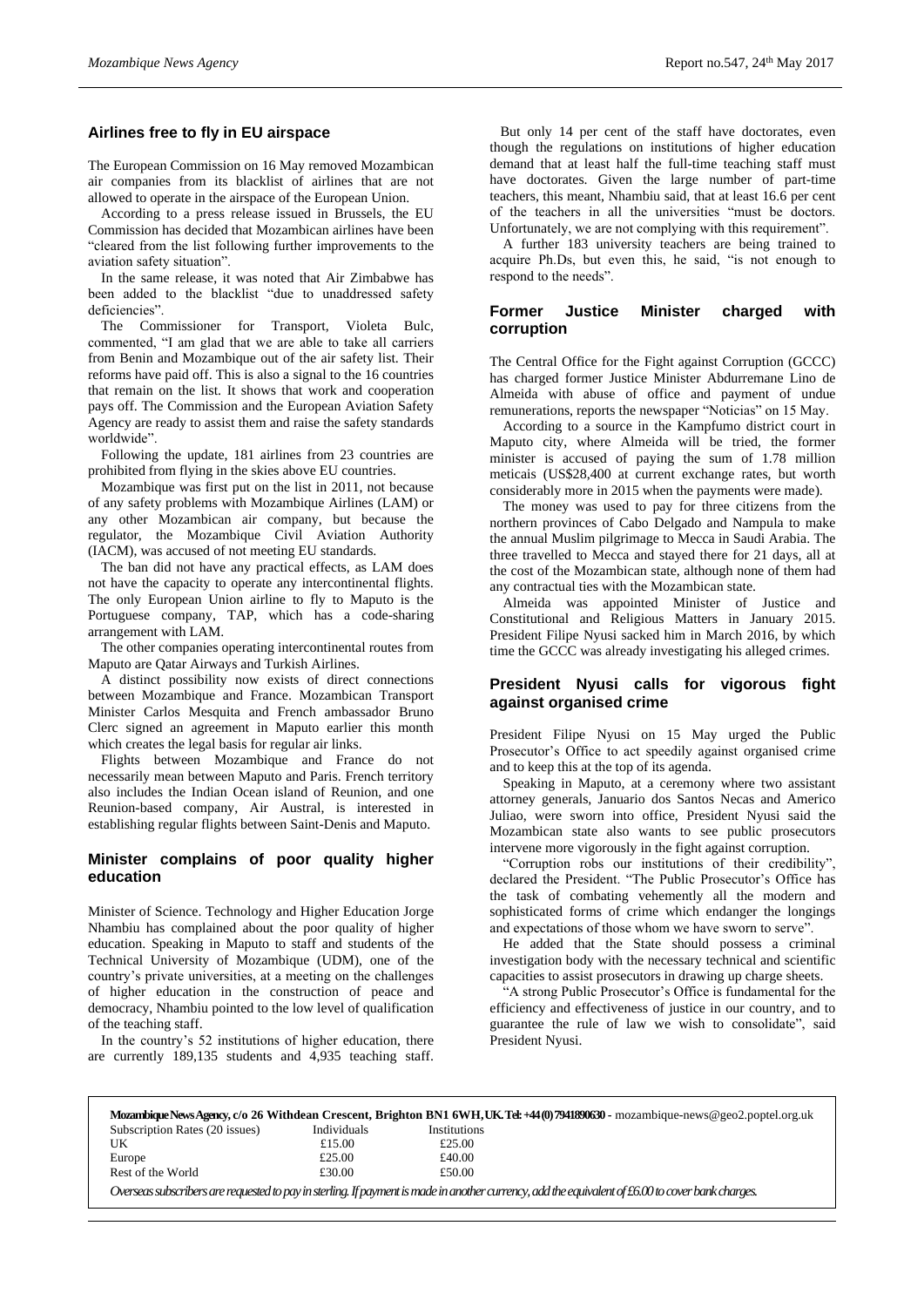## Airlines free to fly in EU airspace

The European Commission on 16 May removed Mozambican air companies from its blacklist of airlines that are not allowed to operate in the airspace of the European Union.

According to a press release issued in Brussels, the EU Commission has decided that Mozambican airlines have been "cleared from the list following further improvements to the aviation safety situation".

In the same release, it was noted that Air Zimbabwe has been added to the blacklist "due to unaddressed safety deficiencies".

The Commissioner for Transport, Violeta Bulc, commented, "I am glad that we are able to take all carriers from Benin and Mozambique out of the air safety list. Their reforms have paid off. This is also a signal to the 16 countries that remain on the list. It shows that work and cooperation pays off. The Commission and the European Aviation Safety Agency are ready to assist them and raise the safety standards worldwide".

Following the update, 181 airlines from 23 countries are prohibited from flying in the skies above EU countries.

Mozambique was first put on the list in 2011, not because of any safety problems with Mozambique Airlines (LAM) or any other Mozambican air company, but because the regulator, the Mozambique Civil Aviation Authority (IACM), was accused of not meeting EU standards.

The ban did not have any practical effects, as LAM does not have the capacity to operate any intercontinental flights. The only European Union airline to fly to Maputo is the Portuguese company, TAP, which has a code-sharing arrangement with LAM.

The other companies operating intercontinental routes from Maputo are Qatar Airways and Turkish Airlines.

A distinct possibility now exists of direct connections between Mozambique and France. Mozambican Transport Minister Carlos Mesquita and French ambassador Bruno Clerc signed an agreement in Maputo earlier this month which creates the legal basis for regular air links.

Flights between Mozambique and France do not necessarily mean between Maputo and Paris. French territory also includes the Indian Ocean island of Reunion, and one Reunion-based company, Air Austral, is interested in establishing regular flights between Saint-Denis and Maputo.

## Minister complains of poor quality higher education

Minister of Science. Technology and Higher Education Jorge Nhambiu has complained about the poor quality of higher education. Speaking in Maputo to staff and students of the Technical University of Mozambique (UDM), one of the country's private universities, at a meeting on the challenges of higher education in the construction of peace and democracy, Nhambiu pointed to the low level of qualification of the teaching staff.

In the country's 52 institutions of higher education, there are currently 189,135 students and 4,935 teaching staff. But only 14 per cent of the staff have doctorates, even though the regulations on institutions of higher education demand that at least half the full-time teaching staff must have doctorates. Given the large number of part-time teachers, this meant, Nhambiu said, that at least 16.6 per cent of the teachers in all the universities "must be doctors. Unfortunately, we are not complying with this requirement".

A further 183 university teachers are being trained to acquire Ph.Ds, but even this, he said, "is not enough to respond to the needs".

## Former Justice Minister charged with corruption

The Central Office for the Fight against Corruption (GCCC) has charged former Justice Minister Abdurremane Lino de Almeida with abuse of office and payment of undue remunerations, reports the newspaper "Noticias" on 15 May.

According to a source in the Kampfumo district court in Maputo city, where Almeida will be tried, the former minister is accused of paying the sum of 1.78 million meticais (US$28,400 at current exchange rates, but worth considerably more in 2015 when the payments were made).

The money was used to pay for three citizens from the northern provinces of Cabo Delgado and Nampula to make the annual Muslim pilgrimage to Mecca in Saudi Arabia. The three travelled to Mecca and stayed there for 21 days, all at the cost of the Mozambican state, although none of them had any contractual ties with the Mozambican state.

Almeida was appointed Minister of Justice and Constitutional and Religious Matters in January 2015. President Filipe Nyusi sacked him in March 2016, by which time the GCCC was already investigating his alleged crimes.

## President Nyusi calls for vigorous fight against organised crime

President Filipe Nyusi on 15 May urged the Public Prosecutor's Office to act speedily against organised crime and to keep this at the top of its agenda.

Speaking in Maputo, at a ceremony where two assistant attorney generals, Januario dos Santos Necas and Americo Juliao, were sworn into office, President Nyusi said the Mozambican state also wants to see public prosecutors intervene more vigorously in the fight against corruption.

"Corruption robs our institutions of their credibility", declared the President. "The Public Prosecutor's Office has the task of combating vehemently all the modern and sophisticated forms of crime which endanger the longings and expectations of those whom we have sworn to serve".

He added that the State should possess a criminal investigation body with the necessary technical and scientific capacities to assist prosecutors in drawing up charge sheets.

"A strong Public Prosecutor's Office is fundamental for the efficiency and effectiveness of justice in our country, and to guarantee the rule of law we wish to consolidate", said President Nyusi.

**Mozambique News Agency, c/o 26 Withdean Crescent, Brighton BN1 6WH, UK. Tel: +44 (0) 7941890630 -** mozambique-news@geo2.poptel.org.uk

| Subscription Rates (20 issues) | Individuals | Institutions |
|---|---|---|
| UK | £15.00 | £25.00 |
| Europe | £25.00 | £40.00 |
| Rest of the World | £30.00 | £50.00 |

*Overseas subscribers are requested to pay in sterling. If payment is made in another currency, add the equivalent of £6.00 to cover bank charges.*